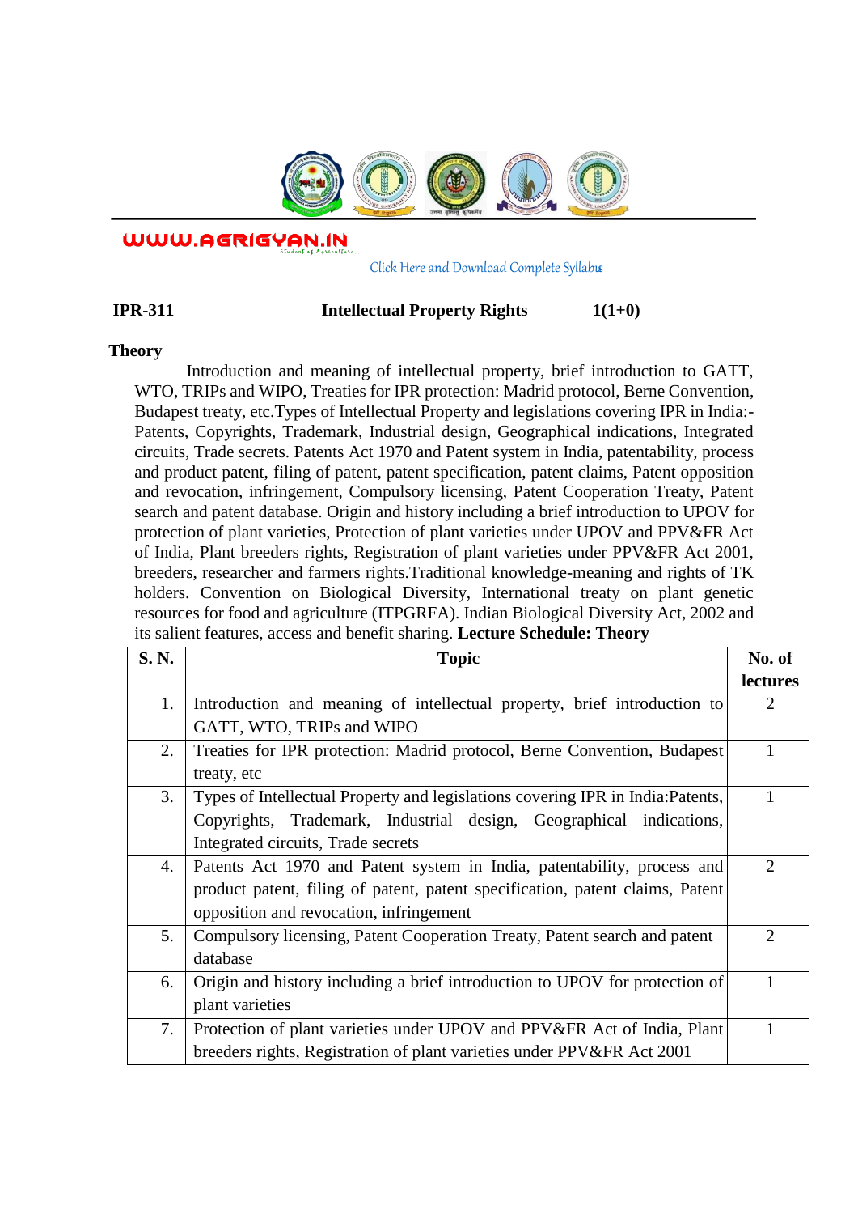WWW.AGRIGYAN.IN

Click Here and Download Complete Syllabus

**IPR-311 Intellectual Property Rights 1(1+0)**

**Theory**

Introduction and meaning of intellectual property, brief introduction to GATT, WTO, TRIPs and WIPO, Treaties for IPR protection: Madrid protocol, Berne Convention, Budapest treaty, etc.Types of Intellectual Property and legislations covering IPR in India:- Patents, Copyrights, Trademark, Industrial design, Geographical indications, Integrated circuits, Trade secrets. Patents Act 1970 and Patent system in India, patentability, process and product patent, filing of patent, patent specification, patent claims, Patent opposition and revocation, infringement, Compulsory licensing, Patent Cooperation Treaty, Patent search and patent database. Origin and history including a brief introduction to UPOV for protection of plant varieties, Protection of plant varieties under UPOV and PPV&FR Act of India, Plant breeders rights, Registration of plant varieties under PPV&FR Act 2001, breeders, researcher and farmers rights.Traditional knowledge-meaning and rights of TK holders. Convention on Biological Diversity, International treaty on plant genetic resources for food and agriculture (ITPGRFA). Indian Biological Diversity Act, 2002 and its salient features, access and benefit sharing. **Lecture Schedule: Theory**

| S. N. | Topic | No. of lectures |
|---|---|---|
| 1. | Introduction and meaning of intellectual property, brief introduction to GATT, WTO, TRIPs and WIPO | 2 |
| 2. | Treaties for IPR protection: Madrid protocol, Berne Convention, Budapest treaty, etc | 1 |
| 3. | Types of Intellectual Property and legislations covering IPR in India:Patents, Copyrights, Trademark, Industrial design, Geographical indications, Integrated circuits, Trade secrets | 1 |
| 4. | Patents Act 1970 and Patent system in India, patentability, process and product patent, filing of patent, patent specification, patent claims, Patent opposition and revocation, infringement | 2 |
| 5. | Compulsory licensing, Patent Cooperation Treaty, Patent search and patent database | 2 |
| 6. | Origin and history including a brief introduction to UPOV for protection of plant varieties | 1 |
| 7. | Protection of plant varieties under UPOV and PPV&FR Act of India, Plant breeders rights, Registration of plant varieties under PPV&FR Act 2001 | 1 |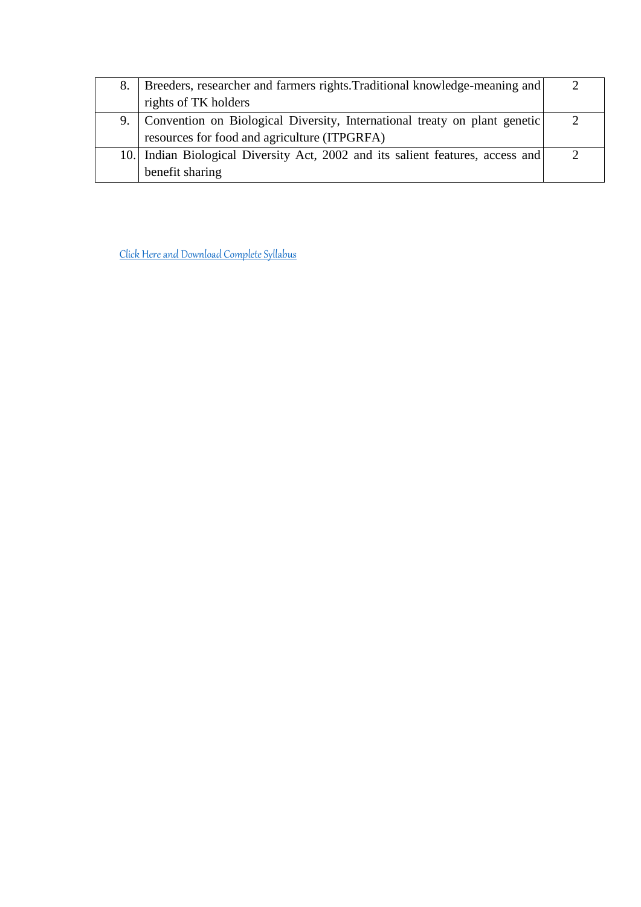| | | |
|---|---|---|
| 8. | Breeders, researcher and farmers rights.Traditional knowledge-meaning and rights of TK holders | 2 |
| 9. | Convention on Biological Diversity, International treaty on plant genetic resources for food and agriculture (ITPGRFA) | 2 |
| 10. | Indian Biological Diversity Act, 2002 and its salient features, access and benefit sharing | 2 |

Click Here and Download Complete Syllabus